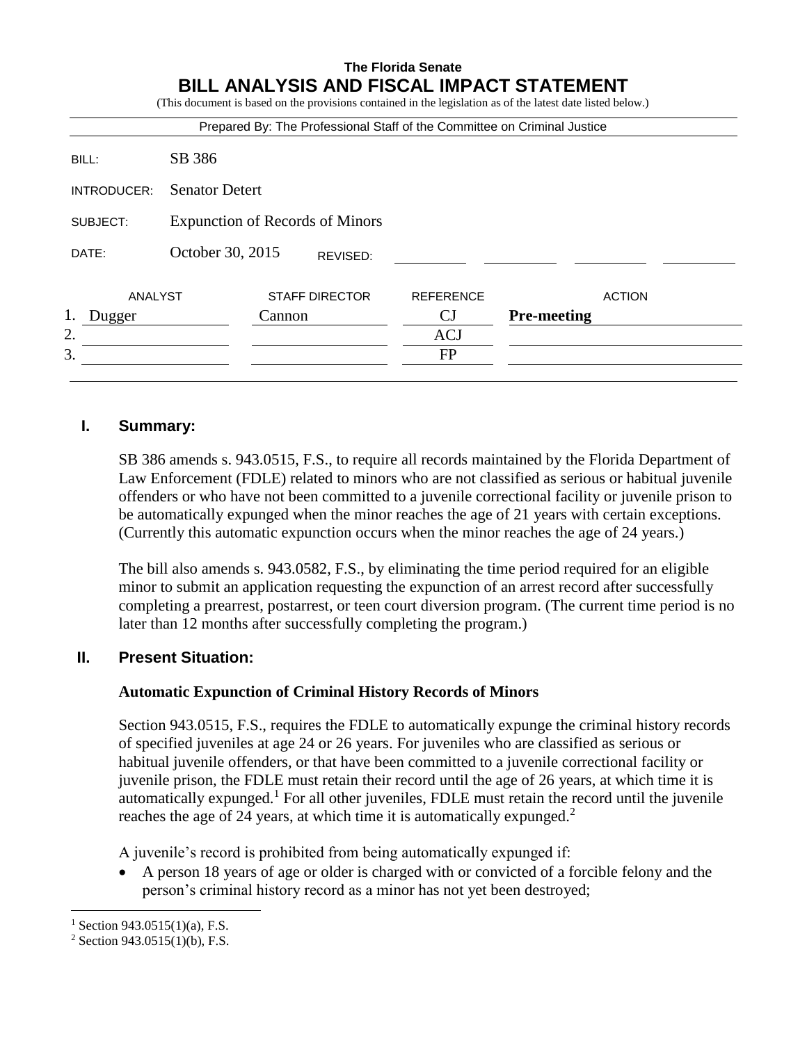**The Florida Senate**

# BILL ANALYSIS AND FISCAL IMPACT STATEMENT

(This document is based on the provisions contained in the legislation as of the latest date listed below.)

Prepared By: The Professional Staff of the Committee on Criminal Justice

| | |
|---|---|
| BILL: | SB 386 |
| INTRODUCER: | Senator Detert |
| SUBJECT: | Expunction of Records of Minors |
| DATE: | October 30, 2015 REVISED: |

| | ANALYST | STAFF DIRECTOR | REFERENCE | ACTION |
|---|---|---|---|---|
| 1. | Dugger | Cannon | CJ | **Pre-meeting** |
| 2. | | | ACJ | |
| 3. | | | FP | |

## I. Summary:

SB 386 amends s. 943.0515, F.S., to require all records maintained by the Florida Department of Law Enforcement (FDLE) related to minors who are not classified as serious or habitual juvenile offenders or who have not been committed to a juvenile correctional facility or juvenile prison to be automatically expunged when the minor reaches the age of 21 years with certain exceptions. (Currently this automatic expunction occurs when the minor reaches the age of 24 years.)

The bill also amends s. 943.0582, F.S., by eliminating the time period required for an eligible minor to submit an application requesting the expunction of an arrest record after successfully completing a prearrest, postarrest, or teen court diversion program. (The current time period is no later than 12 months after successfully completing the program.)

## II. Present Situation:

### Automatic Expunction of Criminal History Records of Minors

Section 943.0515, F.S., requires the FDLE to automatically expunge the criminal history records of specified juveniles at age 24 or 26 years. For juveniles who are classified as serious or habitual juvenile offenders, or that have been committed to a juvenile correctional facility or juvenile prison, the FDLE must retain their record until the age of 26 years, at which time it is automatically expunged.[1] For all other juveniles, FDLE must retain the record until the juvenile reaches the age of 24 years, at which time it is automatically expunged.[2]

A juvenile's record is prohibited from being automatically expunged if:

- A person 18 years of age or older is charged with or convicted of a forcible felony and the person's criminal history record as a minor has not yet been destroyed;

---

[1] Section 943.0515(1)(a), F.S.

[2] Section 943.0515(1)(b), F.S.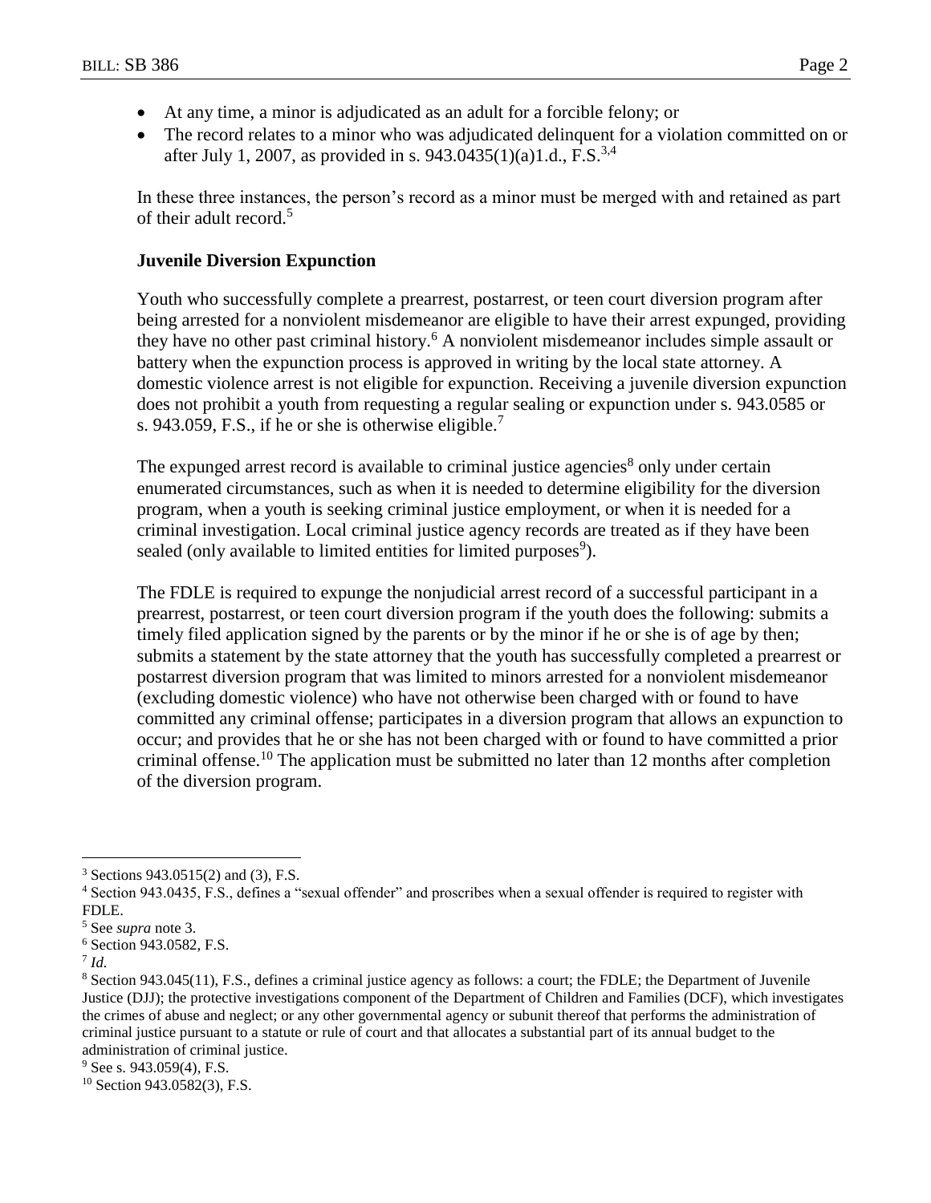- At any time, a minor is adjudicated as an adult for a forcible felony; or
- The record relates to a minor who was adjudicated delinquent for a violation committed on or after July 1, 2007, as provided in s. 943.0435(1)(a)1.d., F.S.[3,4]

In these three instances, the person's record as a minor must be merged with and retained as part of their adult record.[5]

**Juvenile Diversion Expunction**

Youth who successfully complete a prearrest, postarrest, or teen court diversion program after being arrested for a nonviolent misdemeanor are eligible to have their arrest expunged, providing they have no other past criminal history.[6] A nonviolent misdemeanor includes simple assault or battery when the expunction process is approved in writing by the local state attorney. A domestic violence arrest is not eligible for expunction. Receiving a juvenile diversion expunction does not prohibit a youth from requesting a regular sealing or expunction under s. 943.0585 or s. 943.059, F.S., if he or she is otherwise eligible.[7]

The expunged arrest record is available to criminal justice agencies[8] only under certain enumerated circumstances, such as when it is needed to determine eligibility for the diversion program, when a youth is seeking criminal justice employment, or when it is needed for a criminal investigation. Local criminal justice agency records are treated as if they have been sealed (only available to limited entities for limited purposes[9]).

The FDLE is required to expunge the nonjudicial arrest record of a successful participant in a prearrest, postarrest, or teen court diversion program if the youth does the following: submits a timely filed application signed by the parents or by the minor if he or she is of age by then; submits a statement by the state attorney that the youth has successfully completed a prearrest or postarrest diversion program that was limited to minors arrested for a nonviolent misdemeanor (excluding domestic violence) who have not otherwise been charged with or found to have committed any criminal offense; participates in a diversion program that allows an expunction to occur; and provides that he or she has not been charged with or found to have committed a prior criminal offense.[10] The application must be submitted no later than 12 months after completion of the diversion program.

---

[3] Sections 943.0515(2) and (3), F.S.

[4] Section 943.0435, F.S., defines a "sexual offender" and proscribes when a sexual offender is required to register with FDLE.

[5] See *supra* note 3.

[6] Section 943.0582, F.S.

[7] *Id.*

[8] Section 943.045(11), F.S., defines a criminal justice agency as follows: a court; the FDLE; the Department of Juvenile Justice (DJJ); the protective investigations component of the Department of Children and Families (DCF), which investigates the crimes of abuse and neglect; or any other governmental agency or subunit thereof that performs the administration of criminal justice pursuant to a statute or rule of court and that allocates a substantial part of its annual budget to the administration of criminal justice.

[9] See s. 943.059(4), F.S.

[10] Section 943.0582(3), F.S.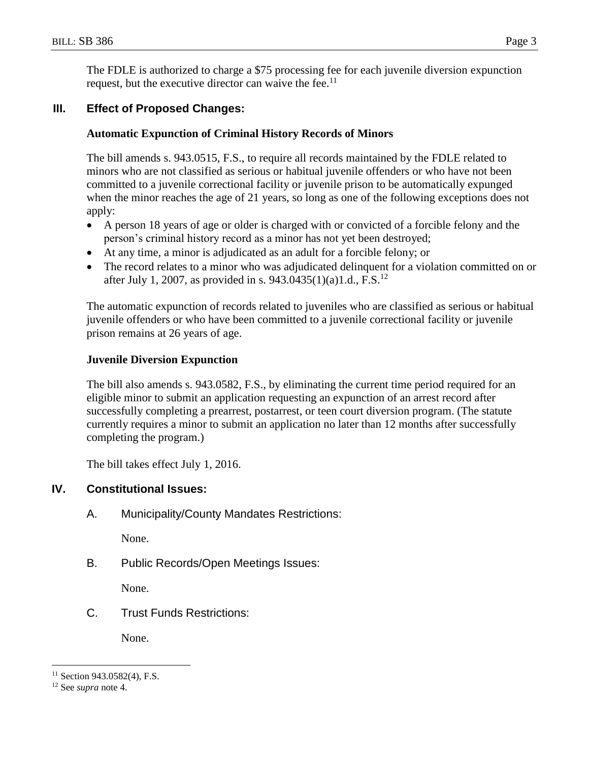The FDLE is authorized to charge a $75 processing fee for each juvenile diversion expunction request, but the executive director can waive the fee.[11]

## III. Effect of Proposed Changes:

### Automatic Expunction of Criminal History Records of Minors

The bill amends s. 943.0515, F.S., to require all records maintained by the FDLE related to minors who are not classified as serious or habitual juvenile offenders or who have not been committed to a juvenile correctional facility or juvenile prison to be automatically expunged when the minor reaches the age of 21 years, so long as one of the following exceptions does not apply:

- A person 18 years of age or older is charged with or convicted of a forcible felony and the person's criminal history record as a minor has not yet been destroyed;
- At any time, a minor is adjudicated as an adult for a forcible felony; or
- The record relates to a minor who was adjudicated delinquent for a violation committed on or after July 1, 2007, as provided in s. 943.0435(1)(a)1.d., F.S.[12]

The automatic expunction of records related to juveniles who are classified as serious or habitual juvenile offenders or who have been committed to a juvenile correctional facility or juvenile prison remains at 26 years of age.

### Juvenile Diversion Expunction

The bill also amends s. 943.0582, F.S., by eliminating the current time period required for an eligible minor to submit an application requesting an expunction of an arrest record after successfully completing a prearrest, postarrest, or teen court diversion program. (The statute currently requires a minor to submit an application no later than 12 months after successfully completing the program.)

The bill takes effect July 1, 2016.

## IV. Constitutional Issues:

A. Municipality/County Mandates Restrictions:

None.

B. Public Records/Open Meetings Issues:

None.

C. Trust Funds Restrictions:

None.

---

[11] Section 943.0582(4), F.S.

[12] See *supra* note 4.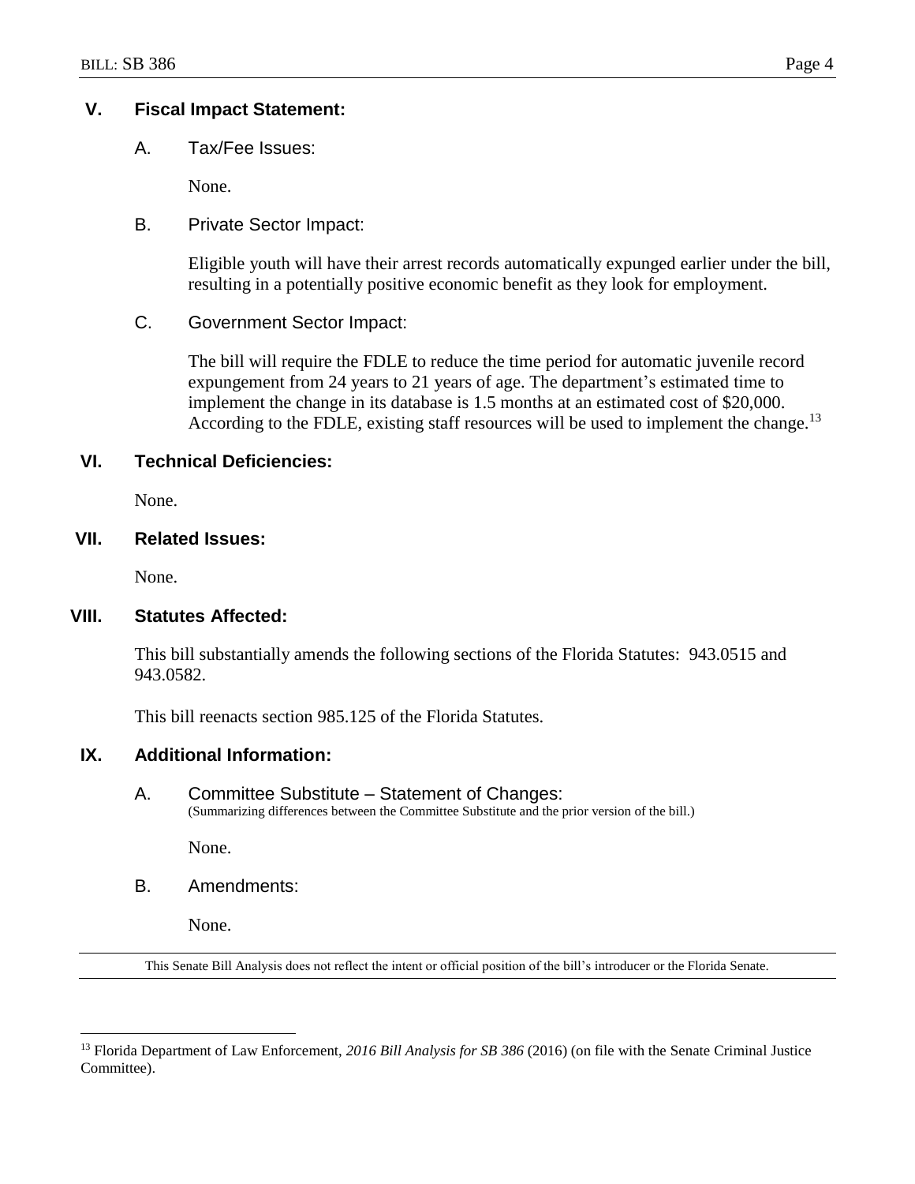## V. Fiscal Impact Statement:

### A. Tax/Fee Issues:

None.

### B. Private Sector Impact:

Eligible youth will have their arrest records automatically expunged earlier under the bill, resulting in a potentially positive economic benefit as they look for employment.

### C. Government Sector Impact:

The bill will require the FDLE to reduce the time period for automatic juvenile record expungement from 24 years to 21 years of age. The department's estimated time to implement the change in its database is 1.5 months at an estimated cost of $20,000. According to the FDLE, existing staff resources will be used to implement the change.[13]

## VI. Technical Deficiencies:

None.

## VII. Related Issues:

None.

## VIII. Statutes Affected:

This bill substantially amends the following sections of the Florida Statutes: 943.0515 and 943.0582.

This bill reenacts section 985.125 of the Florida Statutes.

## IX. Additional Information:

### A. Committee Substitute – Statement of Changes:

(Summarizing differences between the Committee Substitute and the prior version of the bill.)

None.

### B. Amendments:

None.

This Senate Bill Analysis does not reflect the intent or official position of the bill's introducer or the Florida Senate.

---

[13] Florida Department of Law Enforcement, *2016 Bill Analysis for SB 386* (2016) (on file with the Senate Criminal Justice Committee).